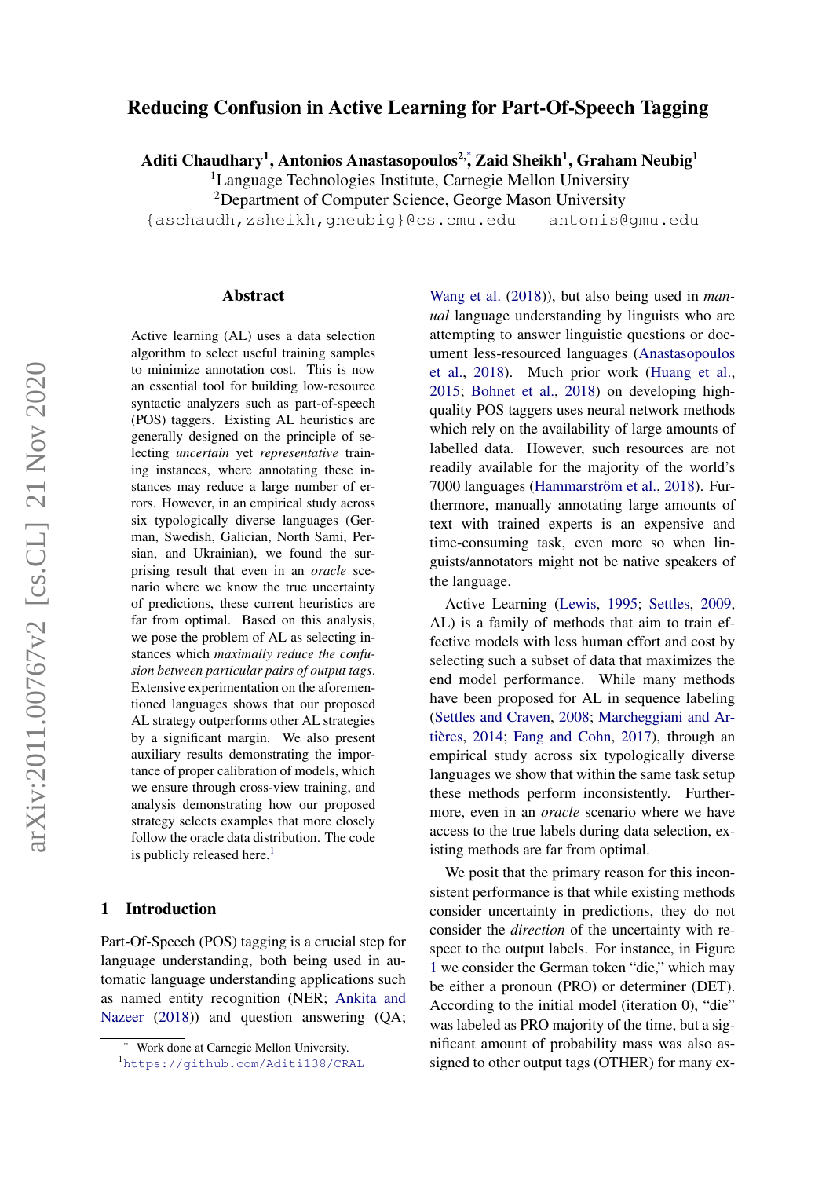# Reducing Confusion in Active Learning for Part-Of-Speech Tagging

**Aditi Chaudhary[1], Antonios Anastasopoulos[2,*], Zaid Sheikh[1], Graham Neubig[1]**

[1]Language Technologies Institute, Carnegie Mellon University

[2]Department of Computer Science, George Mason University

{aschaudh,zsheikh,gneubig}@cs.cmu.edu antonis@gmu.edu

## Abstract

Active learning (AL) uses a data selection algorithm to select useful training samples to minimize annotation cost. This is now an essential tool for building low-resource syntactic analyzers such as part-of-speech (POS) taggers. Existing AL heuristics are generally designed on the principle of selecting *uncertain* yet *representative* training instances, where annotating these instances may reduce a large number of errors. However, in an empirical study across six typologically diverse languages (German, Swedish, Galician, North Sami, Persian, and Ukrainian), we found the surprising result that even in an *oracle* scenario where we know the true uncertainty of predictions, these current heuristics are far from optimal. Based on this analysis, we pose the problem of AL as selecting instances which *maximally reduce the confusion between particular pairs of output tags*. Extensive experimentation on the aforementioned languages shows that our proposed AL strategy outperforms other AL strategies by a significant margin. We also present auxiliary results demonstrating the importance of proper calibration of models, which we ensure through cross-view training, and analysis demonstrating how our proposed strategy selects examples that more closely follow the oracle data distribution. The code is publicly released here.[1]

## 1 Introduction

Part-Of-Speech (POS) tagging is a crucial step for language understanding, both being used in automatic language understanding applications such as named entity recognition (NER; Ankita and Nazeer (2018)) and question answering (QA; Wang et al. (2018)), but also being used in *manual* language understanding by linguists who are attempting to answer linguistic questions or document less-resourced languages (Anastasopoulos et al., 2018). Much prior work (Huang et al., 2015; Bohnet et al., 2018) on developing high-quality POS taggers uses neural network methods which rely on the availability of large amounts of labelled data. However, such resources are not readily available for the majority of the world's 7000 languages (Hammarström et al., 2018). Furthermore, manually annotating large amounts of text with trained experts is an expensive and time-consuming task, even more so when linguists/annotators might not be native speakers of the language.

Active Learning (Lewis, 1995; Settles, 2009, AL) is a family of methods that aim to train effective models with less human effort and cost by selecting such a subset of data that maximizes the end model performance. While many methods have been proposed for AL in sequence labeling (Settles and Craven, 2008; Marcheggiani and Artières, 2014; Fang and Cohn, 2017), through an empirical study across six typologically diverse languages we show that within the same task setup these methods perform inconsistently. Furthermore, even in an *oracle* scenario where we have access to the true labels during data selection, existing methods are far from optimal.

We posit that the primary reason for this inconsistent performance is that while existing methods consider uncertainty in predictions, they do not consider the *direction* of the uncertainty with respect to the output labels. For instance, in Figure 1 we consider the German token "die," which may be either a pronoun (PRO) or determiner (DET). According to the initial model (iteration 0), "die" was labeled as PRO majority of the time, but a significant amount of probability mass was also assigned to other output tags (OTHER) for many ex-

[*] Work done at Carnegie Mellon University.

[1] https://github.com/Aditi138/CRAL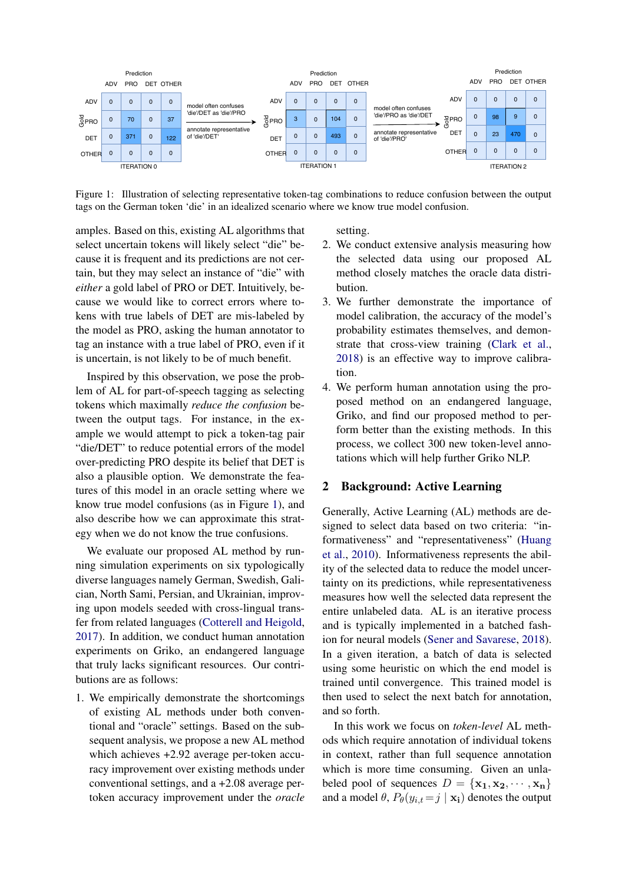**ITERATION 0**

| Gold \ Prediction | ADV | PRO | DET | OTHER |
|---|---|---|---|---|
| ADV | 0 | 0 | 0 | 0 |
| PRO | 0 | 70 | 0 | 37 |
| DET | 0 | 371 | 0 | 122 |
| OTHER | 0 | 0 | 0 | 0 |

model often confuses 'die'/DET as 'die'/PRO → annotate representative of 'die'/DET'

**ITERATION 1**

| Gold \ Prediction | ADV | PRO | DET | OTHER |
|---|---|---|---|---|
| ADV | 0 | 0 | 0 | 0 |
| PRO | 3 | 0 | 104 | 0 |
| DET | 0 | 0 | 493 | 0 |
| OTHER | 0 | 0 | 0 | 0 |

model often confuses 'die'/PRO as 'die'/DET → annotate representative of 'die'/PRO'

**ITERATION 2**

| Gold \ Prediction | ADV | PRO | DET | OTHER |
|---|---|---|---|---|
| ADV | 0 | 0 | 0 | 0 |
| PRO | 0 | 98 | 9 | 0 |
| DET | 0 | 23 | 470 | 0 |
| OTHER | 0 | 0 | 0 | 0 |

Figure 1: Illustration of selecting representative token-tag combinations to reduce confusion between the output tags on the German token 'die' in an idealized scenario where we know true model confusion.

amples. Based on this, existing AL algorithms that select uncertain tokens will likely select "die" because it is frequent and its predictions are not certain, but they may select an instance of "die" with *either* a gold label of PRO or DET. Intuitively, because we would like to correct errors where tokens with true labels of DET are mis-labeled by the model as PRO, asking the human annotator to tag an instance with a true label of PRO, even if it is uncertain, is not likely to be of much benefit.

Inspired by this observation, we pose the problem of AL for part-of-speech tagging as selecting tokens which maximally *reduce the confusion* between the output tags. For instance, in the example we would attempt to pick a token-tag pair "die/DET" to reduce potential errors of the model over-predicting PRO despite its belief that DET is also a plausible option. We demonstrate the features of this model in an oracle setting where we know true model confusions (as in Figure 1), and also describe how we can approximate this strategy when we do not know the true confusions.

We evaluate our proposed AL method by running simulation experiments on six typologically diverse languages namely German, Swedish, Galician, North Sami, Persian, and Ukrainian, improving upon models seeded with cross-lingual transfer from related languages (Cotterell and Heigold, 2017). In addition, we conduct human annotation experiments on Griko, an endangered language that truly lacks significant resources. Our contributions are as follows:

1. We empirically demonstrate the shortcomings of existing AL methods under both conventional and "oracle" settings. Based on the subsequent analysis, we propose a new AL method which achieves +2.92 average per-token accuracy improvement over existing methods under conventional settings, and a +2.08 average per-token accuracy improvement under the *oracle* setting.
2. We conduct extensive analysis measuring how the selected data using our proposed AL method closely matches the oracle data distribution.
3. We further demonstrate the importance of model calibration, the accuracy of the model's probability estimates themselves, and demonstrate that cross-view training (Clark et al., 2018) is an effective way to improve calibration.
4. We perform human annotation using the proposed method on an endangered language, Griko, and find our proposed method to perform better than the existing methods. In this process, we collect 300 new token-level annotations which will help further Griko NLP.

## 2 Background: Active Learning

Generally, Active Learning (AL) methods are designed to select data based on two criteria: "informativeness" and "representativeness" (Huang et al., 2010). Informativeness represents the ability of the selected data to reduce the model uncertainty on its predictions, while representativeness measures how well the selected data represent the entire unlabeled data. AL is an iterative process and is typically implemented in a batched fashion for neural models (Sener and Savarese, 2018). In a given iteration, a batch of data is selected using some heuristic on which the end model is trained until convergence. This trained model is then used to select the next batch for annotation, and so forth.

In this work we focus on *token-level* AL methods which require annotation of individual tokens in context, rather than full sequence annotation which is more time consuming. Given an unlabeled pool of sequences $D = \{\mathbf{x_1}, \mathbf{x_2}, \cdots, \mathbf{x_n}\}$ and a model $\theta$, $P_\theta(y_{i,t} = j \mid \mathbf{x_i})$ denotes the output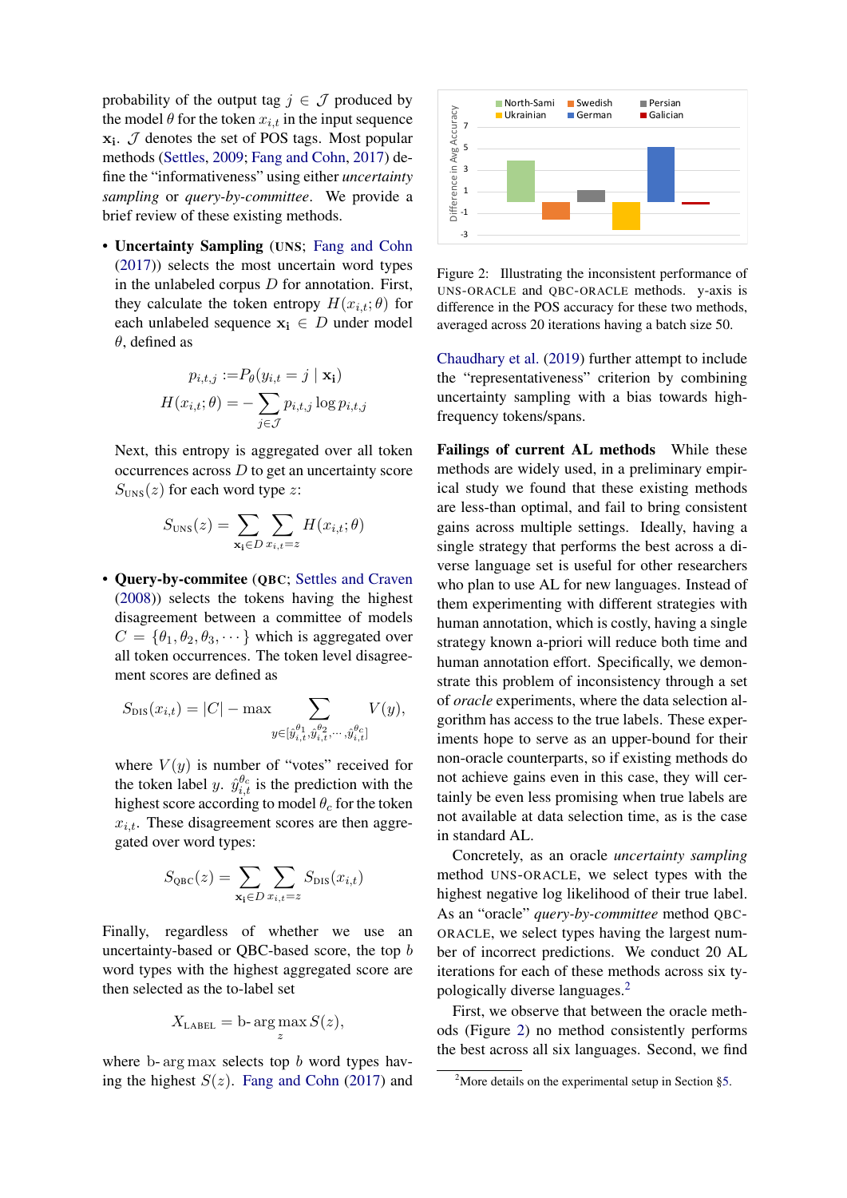probability of the output tag $j \in \mathcal{J}$ produced by the model $\theta$ for the token $x_{i,t}$ in the input sequence $\mathbf{x_i}$. $\mathcal{J}$ denotes the set of POS tags. Most popular methods (Settles, 2009; Fang and Cohn, 2017) define the "informativeness" using either *uncertainty sampling* or *query-by-committee*. We provide a brief review of these existing methods.

- **Uncertainty Sampling** (UNS; Fang and Cohn (2017)) selects the most uncertain word types in the unlabeled corpus $D$ for annotation. First, they calculate the token entropy $H(x_{i,t};\theta)$ for each unlabeled sequence $\mathbf{x_i} \in D$ under model $\theta$, defined as

$$p_{i,t,j} := P_\theta(y_{i,t} = j \mid \mathbf{x_i})$$
$$H(x_{i,t};\theta) = -\sum_{j \in \mathcal{J}} p_{i,t,j} \log p_{i,t,j}$$

Next, this entropy is aggregated over all token occurrences across $D$ to get an uncertainty score $S_{\text{UNS}}(z)$ for each word type $z$:

$$S_{\text{UNS}}(z) = \sum_{\mathbf{x_i} \in D} \sum_{x_{i,t}=z} H(x_{i,t};\theta)$$

- **Query-by-commitee** (QBC; Settles and Craven (2008)) selects the tokens having the highest disagreement between a committee of models $C = \{\theta_1, \theta_2, \theta_3, \cdots\}$ which is aggregated over all token occurrences. The token level disagreement scores are defined as

$$S_{\text{DIS}}(x_{i,t}) = |C| - \max_{y \in [\hat{y}_{i,t}^{\theta_1}, \hat{y}_{i,t}^{\theta_2}, \cdots, \hat{y}_{i,t}^{\theta_c}]} V(y),$$

where $V(y)$ is number of "votes" received for the token label $y$. $\hat{y}_{i,t}^{\theta_c}$ is the prediction with the highest score according to model $\theta_c$ for the token $x_{i,t}$. These disagreement scores are then aggregated over word types:

$$S_{\text{QBC}}(z) = \sum_{\mathbf{x_i} \in D} \sum_{x_{i,t}=z} S_{\text{DIS}}(x_{i,t})$$

Finally, regardless of whether we use an uncertainty-based or QBC-based score, the top $b$ word types with the highest aggregated score are then selected as the to-label set

$$X_{\text{LABEL}} = \text{b-}\arg\max_z S(z),$$

where b-arg max selects top $b$ word types having the highest $S(z)$. Fang and Cohn (2017) and Chaudhary et al. (2019) further attempt to include the "representativeness" criterion by combining uncertainty sampling with a bias towards high-frequency tokens/spans.

Figure 2: Illustrating the inconsistent performance of UNS-ORACLE and QBC-ORACLE methods. y-axis is difference in the POS accuracy for these two methods, averaged across 20 iterations having a batch size 50.

**Failings of current AL methods** While these methods are widely used, in a preliminary empirical study we found that these existing methods are less-than optimal, and fail to bring consistent gains across multiple settings. Ideally, having a single strategy that performs the best across a diverse language set is useful for other researchers who plan to use AL for new languages. Instead of them experimenting with different strategies with human annotation, which is costly, having a single strategy known a-priori will reduce both time and human annotation effort. Specifically, we demonstrate this problem of inconsistency through a set of *oracle* experiments, where the data selection algorithm has access to the true labels. These experiments hope to serve as an upper-bound for their non-oracle counterparts, so if existing methods do not achieve gains even in this case, they will certainly be even less promising when true labels are not available at data selection time, as is the case in standard AL.

Concretely, as an oracle *uncertainty sampling* method UNS-ORACLE, we select types with the highest negative log likelihood of their true label. As an "oracle" *query-by-committee* method QBC-ORACLE, we select types having the largest number of incorrect predictions. We conduct 20 AL iterations for each of these methods across six typologically diverse languages.[2]

First, we observe that between the oracle methods (Figure 2) no method consistently performs the best across all six languages. Second, we find

[2] More details on the experimental setup in Section §5.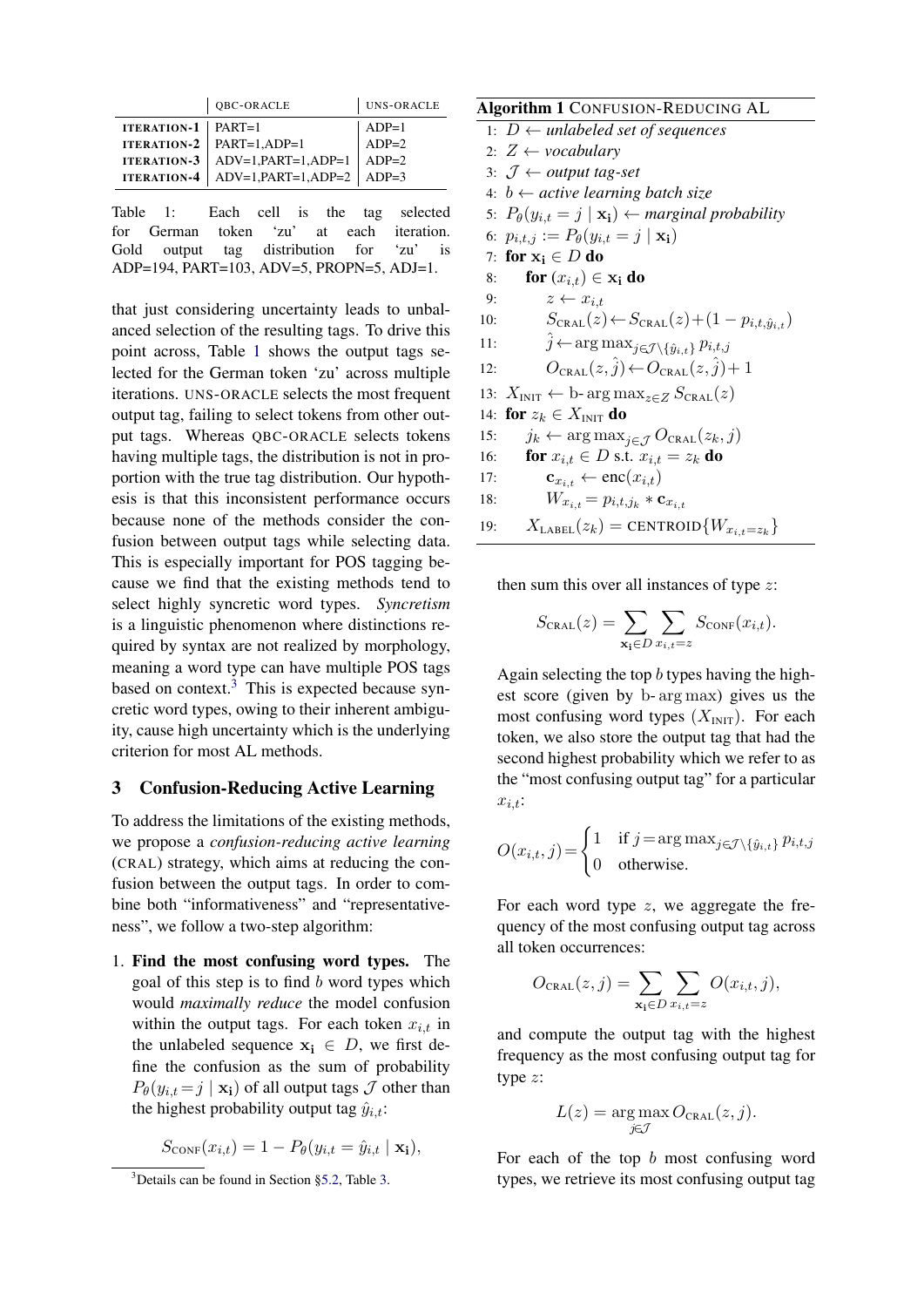| | QBC-ORACLE | UNS-ORACLE |
|---|---|---|
| ITERATION-1 | PART=1 | ADP=1 |
| ITERATION-2 | PART=1,ADP=1 | ADP=2 |
| ITERATION-3 | ADV=1,PART=1,ADP=1 | ADP=2 |
| ITERATION-4 | ADV=1,PART=1,ADP=2 | ADP=3 |

Table 1: Each cell is the tag selected for German token 'zu' at each iteration. Gold output tag distribution for 'zu' is ADP=194, PART=103, ADV=5, PROPN=5, ADJ=1.

that just considering uncertainty leads to unbalanced selection of the resulting tags. To drive this point across, Table 1 shows the output tags selected for the German token 'zu' across multiple iterations. UNS-ORACLE selects the most frequent output tag, failing to select tokens from other output tags. Whereas QBC-ORACLE selects tokens having multiple tags, the distribution is not in proportion with the true tag distribution. Our hypothesis is that this inconsistent performance occurs because none of the methods consider the confusion between output tags while selecting data. This is especially important for POS tagging because we find that the existing methods tend to select highly syncretic word types. *Syncretism* is a linguistic phenomenon where distinctions required by syntax are not realized by morphology, meaning a word type can have multiple POS tags based on context.[3] This is expected because syncretic word types, owing to their inherent ambiguity, cause high uncertainty which is the underlying criterion for most AL methods.

## 3 Confusion-Reducing Active Learning

To address the limitations of the existing methods, we propose a *confusion-reducing active learning* (CRAL) strategy, which aims at reducing the confusion between the output tags. In order to combine both "informativeness" and "representativeness", we follow a two-step algorithm:

1. **Find the most confusing word types.** The goal of this step is to find $b$ word types which would *maximally reduce* the model confusion within the output tags. For each token $x_{i,t}$ in the unlabeled sequence $\mathbf{x_i} \in D$, we first define the confusion as the sum of probability $P_\theta(y_{i,t}=j \mid \mathbf{x_i})$ of all output tags $\mathcal{J}$ other than the highest probability output tag $\hat{y}_{i,t}$:

$$S_{\text{CONF}}(x_{i,t}) = 1 - P_\theta(y_{i,t} = \hat{y}_{i,t} \mid \mathbf{x_i}),$$

[3] Details can be found in Section §5.2, Table 3.

**Algorithm 1** CONFUSION-REDUCING AL

```
1:  D ← unlabeled set of sequences
2:  Z ← vocabulary
3:  J ← output tag-set
4:  b ← active learning batch size
5:  P_θ(y_{i,t} = j | x_i) ← marginal probability
6:  p_{i,t,j} := P_θ(y_{i,t} = j | x_i)
7:  for x_i ∈ D do
8:      for (x_{i,t}) ∈ x_i do
9:          z ← x_{i,t}
10:         S_CRAL(z) ← S_CRAL(z) + (1 − p_{i,t,ŷ_{i,t}})
11:         ĵ ← arg max_{j∈J\{ŷ_{i,t}}} p_{i,t,j}
12:         O_CRAL(z, ĵ) ← O_CRAL(z, ĵ) + 1
13: X_INIT ← b-arg max_{z∈Z} S_CRAL(z)
14: for z_k ∈ X_INIT do
15:     j_k ← arg max_{j∈J} O_CRAL(z_k, j)
16:     for x_{i,t} ∈ D s.t. x_{i,t} = z_k do
17:         c_{x_{i,t}} ← enc(x_{i,t})
18:         W_{x_{i,t}} = p_{i,t,j_k} * c_{x_{i,t}}
19:     X_LABEL(z_k) = CENTROID{W_{x_{i,t}=z_k}}
```

then sum this over all instances of type $z$:

$$S_{\text{CRAL}}(z) = \sum_{\mathbf{x_i} \in D} \sum_{x_{i,t}=z} S_{\text{CONF}}(x_{i,t}).$$

Again selecting the top $b$ types having the highest score (given by $\text{b-}\arg\max$) gives us the most confusing word types ($X_{\text{INIT}}$). For each token, we also store the output tag that had the second highest probability which we refer to as the "most confusing output tag" for a particular $x_{i,t}$:

$$O(x_{i,t}, j) = \begin{cases} 1 & \text{if } j = \arg\max_{j \in \mathcal{J} \setminus \{\hat{y}_{i,t}\}} p_{i,t,j} \\ 0 & \text{otherwise.} \end{cases}$$

For each word type $z$, we aggregate the frequency of the most confusing output tag across all token occurrences:

$$O_{\text{CRAL}}(z, j) = \sum_{\mathbf{x_i} \in D} \sum_{x_{i,t}=z} O(x_{i,t}, j),$$

and compute the output tag with the highest frequency as the most confusing output tag for type $z$:

$$L(z) = \arg\max_{j \in \mathcal{J}} O_{\text{CRAL}}(z, j).$$

For each of the top $b$ most confusing word types, we retrieve its most confusing output tag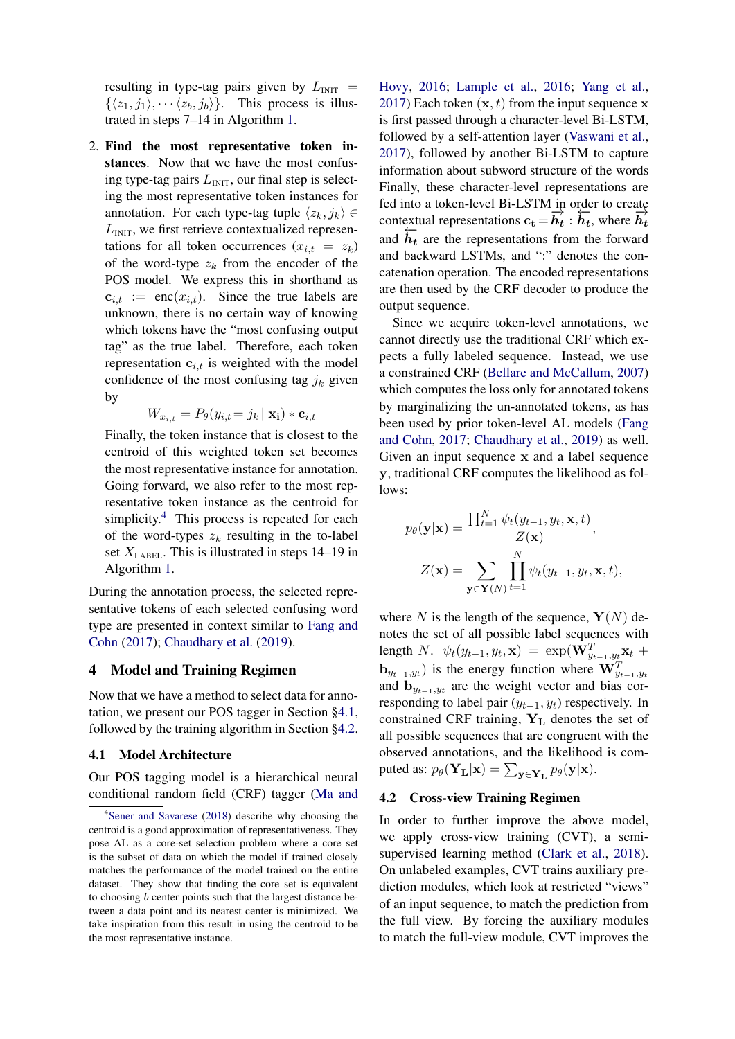resulting in type-tag pairs given by $L_{\text{INIT}} = \{\langle z_1, j_1 \rangle, \cdots \langle z_b, j_b \rangle\}$. This process is illustrated in steps 7–14 in Algorithm 1.

2. **Find the most representative token instances**. Now that we have the most confusing type-tag pairs $L_{\text{INIT}}$, our final step is selecting the most representative token instances for annotation. For each type-tag tuple $\langle z_k, j_k \rangle \in L_{\text{INIT}}$, we first retrieve contextualized representations for all token occurrences $(x_{i,t} = z_k)$ of the word-type $z_k$ from the encoder of the POS model. We express this in shorthand as $\mathbf{c}_{i,t} := \text{enc}(x_{i,t})$. Since the true labels are unknown, there is no certain way of knowing which tokens have the "most confusing output tag" as the true label. Therefore, each token representation $\mathbf{c}_{i,t}$ is weighted with the model confidence of the most confusing tag $j_k$ given by

$$W_{x_{i,t}} = P_\theta(y_{i,t} = j_k \mid \mathbf{x_i}) * \mathbf{c}_{i,t}$$

Finally, the token instance that is closest to the centroid of this weighted token set becomes the most representative instance for annotation. Going forward, we also refer to the most representative token instance as the centroid for simplicity.[4] This process is repeated for each of the word-types $z_k$ resulting in the to-label set $X_{\text{LABEL}}$. This is illustrated in steps 14–19 in Algorithm 1.

During the annotation process, the selected representative tokens of each selected confusing word type are presented in context similar to Fang and Cohn (2017); Chaudhary et al. (2019).

## 4 Model and Training Regimen

Now that we have a method to select data for annotation, we present our POS tagger in Section §4.1, followed by the training algorithm in Section §4.2.

### 4.1 Model Architecture

Our POS tagging model is a hierarchical neural conditional random field (CRF) tagger (Ma and Hovy, 2016; Lample et al., 2016; Yang et al., 2017) Each token $(\mathbf{x}, t)$ from the input sequence $\mathbf{x}$ is first passed through a character-level Bi-LSTM, followed by a self-attention layer (Vaswani et al., 2017), followed by another Bi-LSTM to capture information about subword structure of the words Finally, these character-level representations are fed into a token-level Bi-LSTM in order to create contextual representations $\mathbf{c_t} = \overrightarrow{\boldsymbol{h_t}} : \overleftarrow{\boldsymbol{h_t}}$, where $\overrightarrow{\boldsymbol{h_t}}$ and $\overleftarrow{\boldsymbol{h_t}}$ are the representations from the forward and backward LSTMs, and ":" denotes the concatenation operation. The encoded representations are then used by the CRF decoder to produce the output sequence.

Since we acquire token-level annotations, we cannot directly use the traditional CRF which expects a fully labeled sequence. Instead, we use a constrained CRF (Bellare and McCallum, 2007) which computes the loss only for annotated tokens by marginalizing the un-annotated tokens, as has been used by prior token-level AL models (Fang and Cohn, 2017; Chaudhary et al., 2019) as well. Given an input sequence $\mathbf{x}$ and a label sequence $\mathbf{y}$, traditional CRF computes the likelihood as follows:

$$p_\theta(\mathbf{y}|\mathbf{x}) = \frac{\prod_{t=1}^{N} \psi_t(y_{t-1}, y_t, \mathbf{x}, t)}{Z(\mathbf{x})},$$

$$Z(\mathbf{x}) = \sum_{\mathbf{y} \in \mathbf{Y}(N)} \prod_{t=1}^{N} \psi_t(y_{t-1}, y_t, \mathbf{x}, t),$$

where $N$ is the length of the sequence, $\mathbf{Y}(N)$ denotes the set of all possible label sequences with length $N$. $\psi_t(y_{t-1}, y_t, \mathbf{x}) = \exp(\mathbf{W}^T_{y_{t-1}, y_t} \mathbf{x}_t + \mathbf{b}_{y_{t-1}, y_t})$ is the energy function where $\mathbf{W}^T_{y_{t-1}, y_t}$ and $\mathbf{b}_{y_{t-1}, y_t}$ are the weight vector and bias corresponding to label pair $(y_{t-1}, y_t)$ respectively. In constrained CRF training, $\mathbf{Y_L}$ denotes the set of all possible sequences that are congruent with the observed annotations, and the likelihood is computed as: $p_\theta(\mathbf{Y_L}|\mathbf{x}) = \sum_{\mathbf{y} \in \mathbf{Y_L}} p_\theta(\mathbf{y}|\mathbf{x})$.

### 4.2 Cross-view Training Regimen

In order to further improve the above model, we apply cross-view training (CVT), a semi-supervised learning method (Clark et al., 2018). On unlabeled examples, CVT trains auxiliary prediction modules, which look at restricted "views" of an input sequence, to match the prediction from the full view. By forcing the auxiliary modules to match the full-view module, CVT improves the

---

[4] Sener and Savarese (2018) describe why choosing the centroid is a good approximation of representativeness. They pose AL as a core-set selection problem where a core set is the subset of data on which the model if trained closely matches the performance of the model trained on the entire dataset. They show that finding the core set is equivalent to choosing $b$ center points such that the largest distance between a data point and its nearest center is minimized. We take inspiration from this result in using the centroid to be the most representative instance.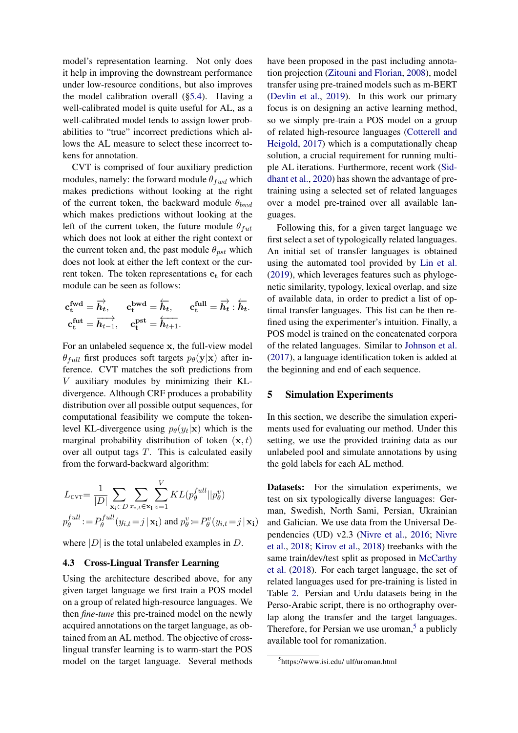model's representation learning. Not only does it help in improving the downstream performance under low-resource conditions, but also improves the model calibration overall (§5.4). Having a well-calibrated model is quite useful for AL, as a well-calibrated model tends to assign lower probabilities to "true" incorrect predictions which allows the AL measure to select these incorrect tokens for annotation.

CVT is comprised of four auxiliary prediction modules, namely: the forward module $\theta_{fwd}$ which makes predictions without looking at the right of the current token, the backward module $\theta_{bwd}$ which makes predictions without looking at the left of the current token, the future module $\theta_{fut}$ which does not look at either the right context or the current token and, the past module $\theta_{pst}$ which does not look at either the left context or the current token. The token representations $\mathbf{c_t}$ for each module can be seen as follows:

$$\mathbf{c_t^{fwd}} = \overrightarrow{h_t}, \quad \mathbf{c_t^{bwd}} = \overleftarrow{h_t}, \quad \mathbf{c_t^{full}} = \overrightarrow{h_t} : \overleftarrow{h_t}.$$
$$\mathbf{c_t^{fut}} = \overrightarrow{h_{t-1}}, \quad \mathbf{c_t^{pst}} = \overleftarrow{h_{t+1}}.$$

For an unlabeled sequence $\mathbf{x}$, the full-view model $\theta_{full}$ first produces soft targets $p_\theta(\mathbf{y}|\mathbf{x})$ after inference. CVT matches the soft predictions from $V$ auxiliary modules by minimizing their KL-divergence. Although CRF produces a probability distribution over all possible output sequences, for computational feasibility we compute the token-level KL-divergence using $p_\theta(y_t|\mathbf{x})$ which is the marginal probability distribution of token $(\mathbf{x}, t)$ over all output tags $T$. This is calculated easily from the forward-backward algorithm:

$$L_{\text{CVT}} = \frac{1}{|D|} \sum_{\mathbf{x_i} \in D} \sum_{x_{i,t} \in \mathbf{x_i}} \sum_{v=1}^{V} KL(p_\theta^{full} || p_\theta^{v})$$
$$p_\theta^{full} := P_\theta^{full}(y_{i,t} = j \,|\, \mathbf{x_i}) \text{ and } p_\theta^{v} := P_\theta^{v}(y_{i,t} = j \,|\, \mathbf{x_i})$$

where $|D|$ is the total unlabeled examples in $D$.

### 4.3 Cross-Lingual Transfer Learning

Using the architecture described above, for any given target language we first train a POS model on a group of related high-resource languages. We then *fine-tune* this pre-trained model on the newly acquired annotations on the target language, as obtained from an AL method. The objective of cross-lingual transfer learning is to warm-start the POS model on the target language. Several methods have been proposed in the past including annotation projection (Zitouni and Florian, 2008), model transfer using pre-trained models such as m-BERT (Devlin et al., 2019). In this work our primary focus is on designing an active learning method, so we simply pre-train a POS model on a group of related high-resource languages (Cotterell and Heigold, 2017) which is a computationally cheap solution, a crucial requirement for running multiple AL iterations. Furthermore, recent work (Siddhant et al., 2020) has shown the advantage of pre-training using a selected set of related languages over a model pre-trained over all available languages.

Following this, for a given target language we first select a set of typologically related languages. An initial set of transfer languages is obtained using the automated tool provided by Lin et al. (2019), which leverages features such as phylogenetic similarity, typology, lexical overlap, and size of available data, in order to predict a list of optimal transfer languages. This list can be then refined using the experimenter's intuition. Finally, a POS model is trained on the concatenated corpora of the related languages. Similar to Johnson et al. (2017), a language identification token is added at the beginning and end of each sequence.

## 5 Simulation Experiments

In this section, we describe the simulation experiments used for evaluating our method. Under this setting, we use the provided training data as our unlabeled pool and simulate annotations by using the gold labels for each AL method.

**Datasets:** For the simulation experiments, we test on six typologically diverse languages: German, Swedish, North Sami, Persian, Ukrainian and Galician. We use data from the Universal Dependencies (UD) v2.3 (Nivre et al., 2016; Nivre et al., 2018; Kirov et al., 2018) treebanks with the same train/dev/test split as proposed in McCarthy et al. (2018). For each target language, the set of related languages used for pre-training is listed in Table 2. Persian and Urdu datasets being in the Perso-Arabic script, there is no orthography overlap along the transfer and the target languages. Therefore, for Persian we use uroman,[5] a publicly available tool for romanization.

[5]https://www.isi.edu/ ulf/uroman.html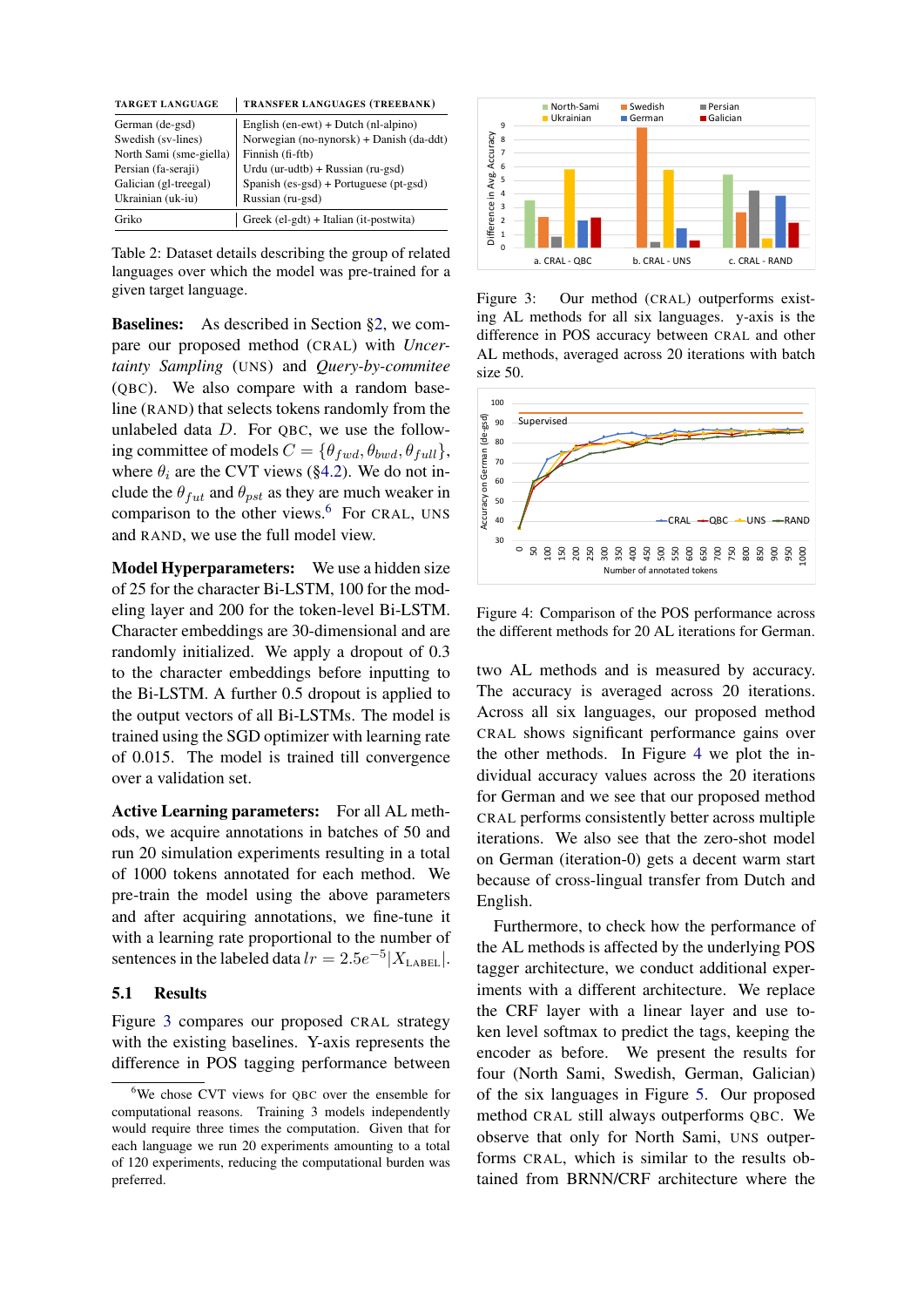| TARGET LANGUAGE | TRANSFER LANGUAGES (TREEBANK) |
|---|---|
| German (de-gsd) | English (en-ewt) + Dutch (nl-alpino) |
| Swedish (sv-lines) | Norwegian (no-nynorsk) + Danish (da-ddt) |
| North Sami (sme-giella) | Finnish (fi-ftb) |
| Persian (fa-seraji) | Urdu (ur-udtb) + Russian (ru-gsd) |
| Galician (gl-treegal) | Spanish (es-gsd) + Portuguese (pt-gsd) |
| Ukrainian (uk-iu) | Russian (ru-gsd) |
| Griko | Greek (el-gdt) + Italian (it-postwita) |

Table 2: Dataset details describing the group of related languages over which the model was pre-trained for a given target language.

**Baselines:** As described in Section §2, we compare our proposed method (CRAL) with *Uncertainty Sampling* (UNS) and *Query-by-commitee* (QBC). We also compare with a random baseline (RAND) that selects tokens randomly from the unlabeled data $D$. For QBC, we use the following committee of models $C = \{\theta_{fwd}, \theta_{bwd}, \theta_{full}\}$, where $\theta_i$ are the CVT views (§4.2). We do not include the $\theta_{fut}$ and $\theta_{pst}$ as they are much weaker in comparison to the other views.[6] For CRAL, UNS and RAND, we use the full model view.

**Model Hyperparameters:** We use a hidden size of 25 for the character Bi-LSTM, 100 for the modeling layer and 200 for the token-level Bi-LSTM. Character embeddings are 30-dimensional and are randomly initialized. We apply a dropout of 0.3 to the character embeddings before inputting to the Bi-LSTM. A further 0.5 dropout is applied to the output vectors of all Bi-LSTMs. The model is trained using the SGD optimizer with learning rate of 0.015. The model is trained till convergence over a validation set.

**Active Learning parameters:** For all AL methods, we acquire annotations in batches of 50 and run 20 simulation experiments resulting in a total of 1000 tokens annotated for each method. We pre-train the model using the above parameters and after acquiring annotations, we fine-tune it with a learning rate proportional to the number of sentences in the labeled data $lr = 2.5e^{-5}|X_{\text{LABEL}}|$.

## 5.1 Results

Figure 3 compares our proposed CRAL strategy with the existing baselines. Y-axis represents the difference in POS tagging performance between two AL methods and is measured by accuracy. The accuracy is averaged across 20 iterations. Across all six languages, our proposed method CRAL shows significant performance gains over the other methods. In Figure 4 we plot the individual accuracy values across the 20 iterations for German and we see that our proposed method CRAL performs consistently better across multiple iterations. We also see that the zero-shot model on German (iteration-0) gets a decent warm start because of cross-lingual transfer from Dutch and English.

Furthermore, to check how the performance of the AL methods is affected by the underlying POS tagger architecture, we conduct additional experiments with a different architecture. We replace the CRF layer with a linear layer and use token level softmax to predict the tags, keeping the encoder as before. We present the results for four (North Sami, Swedish, German, Galician) of the six languages in Figure 5. Our proposed method CRAL still always outperforms QBC. We observe that only for North Sami, UNS outperforms CRAL, which is similar to the results obtained from BRNN/CRF architecture where the

Figure 3: Our method (CRAL) outperforms existing AL methods for all six languages. y-axis is the difference in POS accuracy between CRAL and other AL methods, averaged across 20 iterations with batch size 50.

Figure 4: Comparison of the POS performance across the different methods for 20 AL iterations for German.

[6] We chose CVT views for QBC over the ensemble for computational reasons. Training 3 models independently would require three times the computation. Given that for each language we run 20 experiments amounting to a total of 120 experiments, reducing the computational burden was preferred.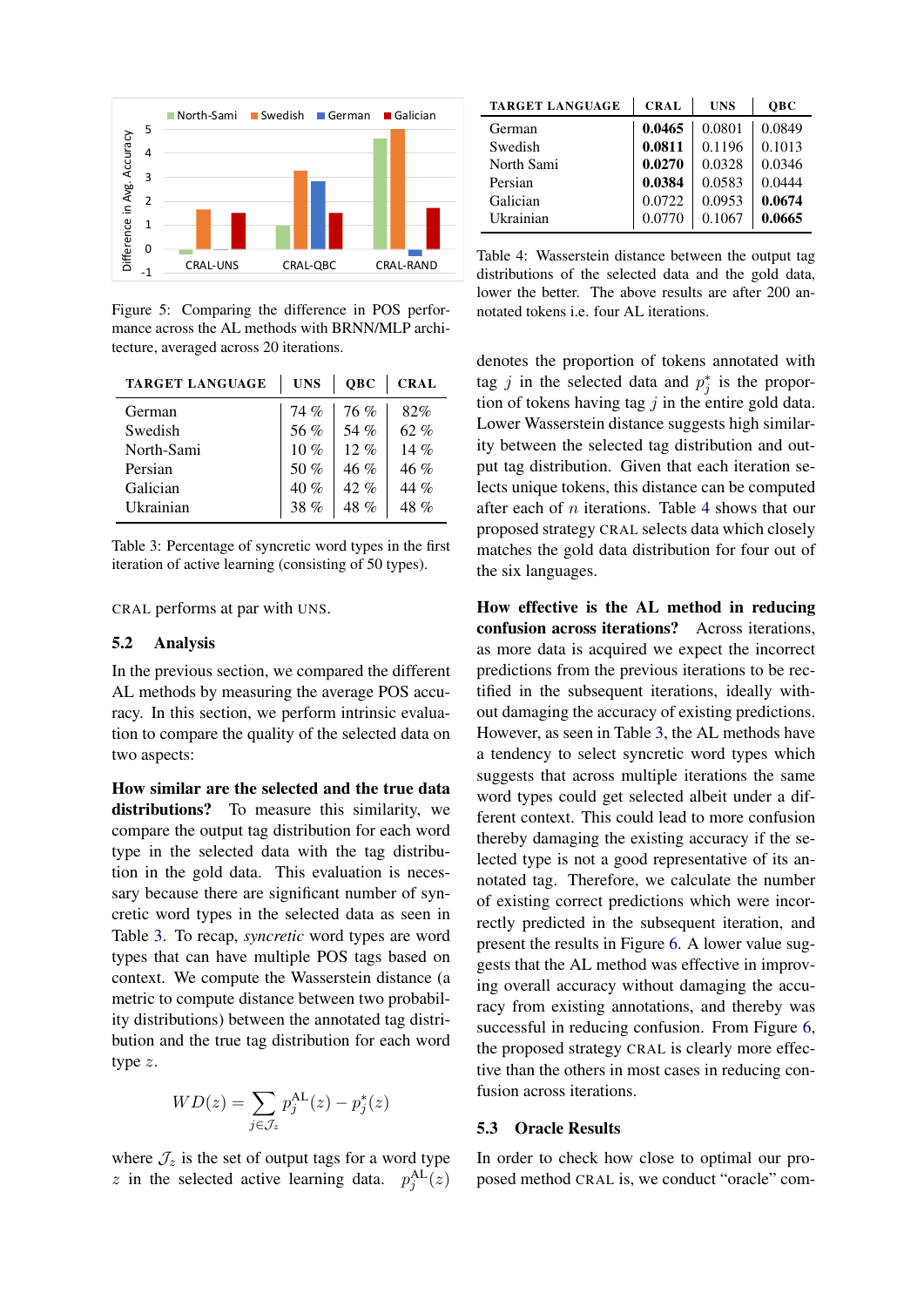Figure 5: Comparing the difference in POS performance across the AL methods with BRNN/MLP architecture, averaged across 20 iterations.

| TARGET LANGUAGE | UNS | QBC | CRAL |
|---|---|---|---|
| German | 74 % | 76 % | 82% |
| Swedish | 56 % | 54 % | 62 % |
| North-Sami | 10 % | 12 % | 14 % |
| Persian | 50 % | 46 % | 46 % |
| Galician | 40 % | 42 % | 44 % |
| Ukrainian | 38 % | 48 % | 48 % |

Table 3: Percentage of syncretic word types in the first iteration of active learning (consisting of 50 types).

CRAL performs at par with UNS.

## 5.2 Analysis

In the previous section, we compared the different AL methods by measuring the average POS accuracy. In this section, we perform intrinsic evaluation to compare the quality of the selected data on two aspects:

**How similar are the selected and the true data distributions?** To measure this similarity, we compare the output tag distribution for each word type in the selected data with the tag distribution in the gold data. This evaluation is necessary because there are significant number of syncretic word types in the selected data as seen in Table 3. To recap, *syncretic* word types are word types that can have multiple POS tags based on context. We compute the Wasserstein distance (a metric to compute distance between two probability distributions) between the annotated tag distribution and the true tag distribution for each word type $z$.

$$WD(z) = \sum_{j \in \mathcal{J}_z} p_j^{\text{AL}}(z) - p_j^*(z)$$

where $\mathcal{J}_z$ is the set of output tags for a word type $z$ in the selected active learning data. $p_j^{\text{AL}}(z)$ denotes the proportion of tokens annotated with tag $j$ in the selected data and $p_j^*$ is the proportion of tokens having tag $j$ in the entire gold data. Lower Wasserstein distance suggests high similarity between the selected tag distribution and output tag distribution. Given that each iteration selects unique tokens, this distance can be computed after each of $n$ iterations. Table 4 shows that our proposed strategy CRAL selects data which closely matches the gold data distribution for four out of the six languages.

| TARGET LANGUAGE | CRAL | UNS | QBC |
|---|---|---|---|
| German | **0.0465** | 0.0801 | 0.0849 |
| Swedish | **0.0811** | 0.1196 | 0.1013 |
| North Sami | **0.0270** | 0.0328 | 0.0346 |
| Persian | **0.0384** | 0.0583 | 0.0444 |
| Galician | 0.0722 | 0.0953 | **0.0674** |
| Ukrainian | 0.0770 | 0.1067 | **0.0665** |

Table 4: Wasserstein distance between the output tag distributions of the selected data and the gold data, lower the better. The above results are after 200 annotated tokens i.e. four AL iterations.

**How effective is the AL method in reducing confusion across iterations?** Across iterations, as more data is acquired we expect the incorrect predictions from the previous iterations to be rectified in the subsequent iterations, ideally without damaging the accuracy of existing predictions. However, as seen in Table 3, the AL methods have a tendency to select syncretic word types which suggests that across multiple iterations the same word types could get selected albeit under a different context. This could lead to more confusion thereby damaging the existing accuracy if the selected type is not a good representative of its annotated tag. Therefore, we calculate the number of existing correct predictions which were incorrectly predicted in the subsequent iteration, and present the results in Figure 6. A lower value suggests that the AL method was effective in improving overall accuracy without damaging the accuracy from existing annotations, and thereby was successful in reducing confusion. From Figure 6, the proposed strategy CRAL is clearly more effective than the others in most cases in reducing confusion across iterations.

## 5.3 Oracle Results

In order to check how close to optimal our proposed method CRAL is, we conduct "oracle" com-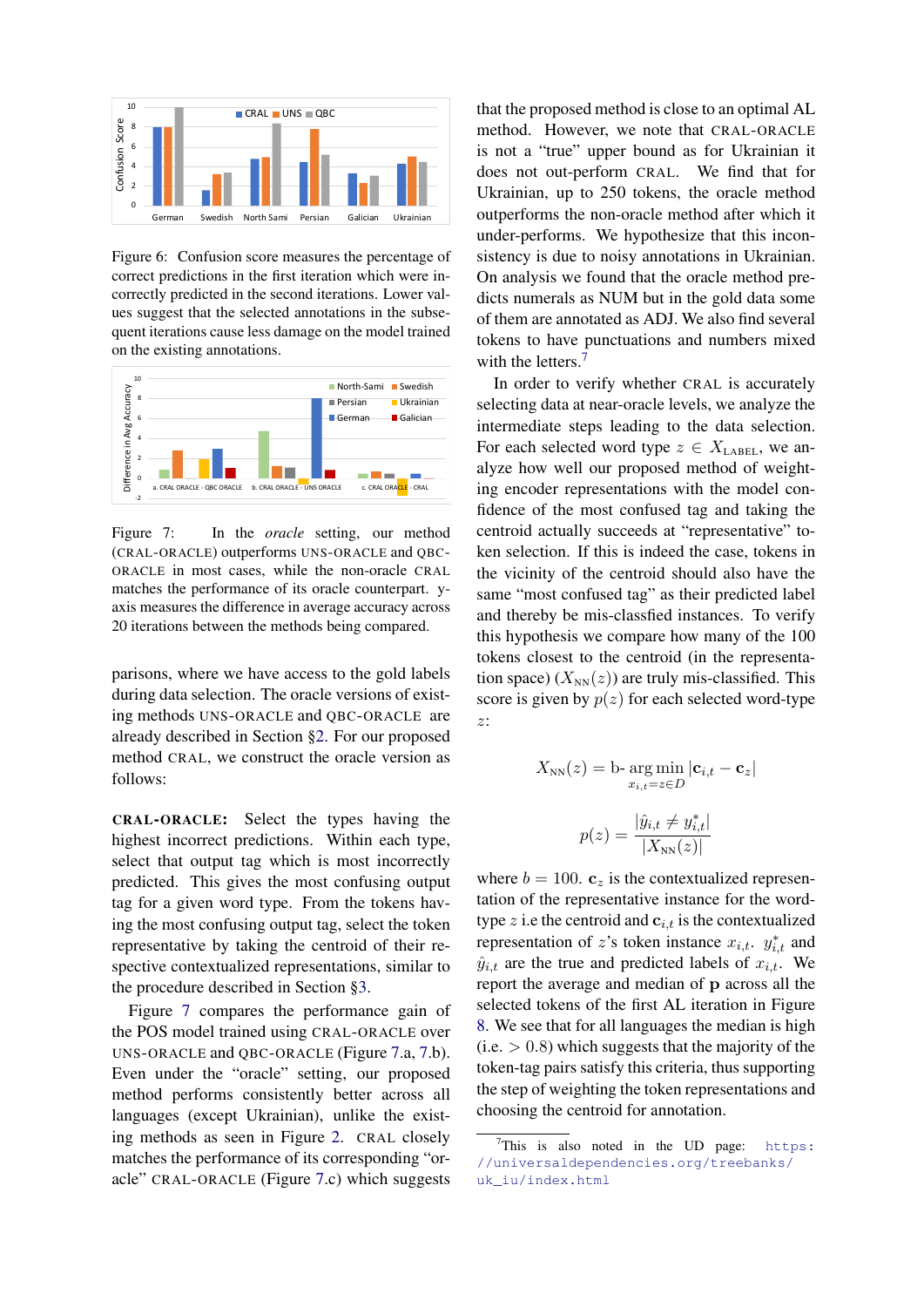Figure 6: Confusion score measures the percentage of correct predictions in the first iteration which were incorrectly predicted in the second iterations. Lower values suggest that the selected annotations in the subsequent iterations cause less damage on the model trained on the existing annotations.

Figure 7: In the *oracle* setting, our method (CRAL-ORACLE) outperforms UNS-ORACLE and QBC-ORACLE in most cases, while the non-oracle CRAL matches the performance of its oracle counterpart. y-axis measures the difference in average accuracy across 20 iterations between the methods being compared.

parisons, where we have access to the gold labels during data selection. The oracle versions of existing methods UNS-ORACLE and QBC-ORACLE are already described in Section §2. For our proposed method CRAL, we construct the oracle version as follows:

**CRAL-ORACLE:** Select the types having the highest incorrect predictions. Within each type, select that output tag which is most incorrectly predicted. This gives the most confusing output tag for a given word type. From the tokens having the most confusing output tag, select the token representative by taking the centroid of their respective contextualized representations, similar to the procedure described in Section §3.

Figure 7 compares the performance gain of the POS model trained using CRAL-ORACLE over UNS-ORACLE and QBC-ORACLE (Figure 7.a, 7.b). Even under the "oracle" setting, our proposed method performs consistently better across all languages (except Ukrainian), unlike the existing methods as seen in Figure 2. CRAL closely matches the performance of its corresponding "oracle" CRAL-ORACLE (Figure 7.c) which suggests that the proposed method is close to an optimal AL method. However, we note that CRAL-ORACLE is not a "true" upper bound as for Ukrainian it does not out-perform CRAL. We find that for Ukrainian, up to 250 tokens, the oracle method outperforms the non-oracle method after which it under-performs. We hypothesize that this inconsistency is due to noisy annotations in Ukrainian. On analysis we found that the oracle method predicts numerals as NUM but in the gold data some of them are annotated as ADJ. We also find several tokens to have punctuations and numbers mixed with the letters.[7]

In order to verify whether CRAL is accurately selecting data at near-oracle levels, we analyze the intermediate steps leading to the data selection. For each selected word type $z \in X_{\text{LABEL}}$, we analyze how well our proposed method of weighting encoder representations with the model confidence of the most confused tag and taking the centroid actually succeeds at "representative" token selection. If this is indeed the case, tokens in the vicinity of the centroid should also have the same "most confused tag" as their predicted label and thereby be mis-classfied instances. To verify this hypothesis we compare how many of the 100 tokens closest to the centroid (in the representation space) ($X_{\text{NN}}(z)$) are truly mis-classified. This score is given by $p(z)$ for each selected word-type $z$:

$$X_{\text{NN}}(z) = \text{b-}\arg\min_{x_{i,t}=z \in D} |\mathbf{c}_{i,t} - \mathbf{c}_z|$$

$$p(z) = \frac{|\hat{y}_{i,t} \neq y^*_{i,t}|}{|X_{\text{NN}}(z)|}$$

where $b = 100$. $\mathbf{c}_z$ is the contextualized representation of the representative instance for the word-type $z$ i.e the centroid and $\mathbf{c}_{i,t}$ is the contextualized representation of $z$'s token instance $x_{i,t}$. $y^*_{i,t}$ and $\hat{y}_{i,t}$ are the true and predicted labels of $x_{i,t}$. We report the average and median of $\mathbf{p}$ across all the selected tokens of the first AL iteration in Figure 8. We see that for all languages the median is high (i.e. $> 0.8$) which suggests that the majority of the token-tag pairs satisfy this criteria, thus supporting the step of weighting the token representations and choosing the centroid for annotation.

[7] This is also noted in the UD page: https://universaldependencies.org/treebanks/uk_iu/index.html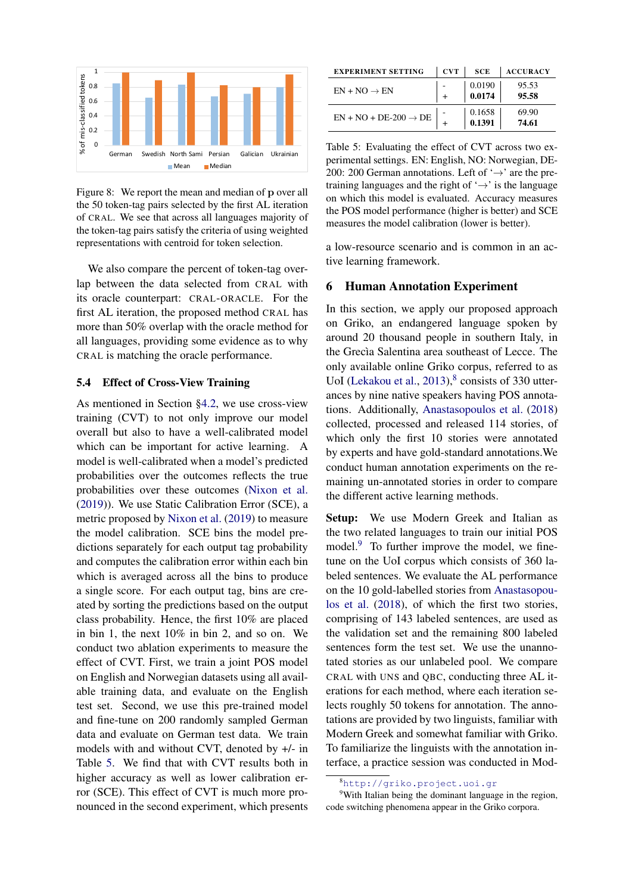Figure 8: We report the mean and median of **p** over all the 50 token-tag pairs selected by the first AL iteration of CRAL. We see that across all languages majority of the token-tag pairs satisfy the criteria of using weighted representations with centroid for token selection.

We also compare the percent of token-tag overlap between the data selected from CRAL with its oracle counterpart: CRAL-ORACLE. For the first AL iteration, the proposed method CRAL has more than 50% overlap with the oracle method for all languages, providing some evidence as to why CRAL is matching the oracle performance.

### 5.4 Effect of Cross-View Training

As mentioned in Section §4.2, we use cross-view training (CVT) to not only improve our model overall but also to have a well-calibrated model which can be important for active learning. A model is well-calibrated when a model's predicted probabilities over the outcomes reflects the true probabilities over these outcomes (Nixon et al. (2019)). We use Static Calibration Error (SCE), a metric proposed by Nixon et al. (2019) to measure the model calibration. SCE bins the model predictions separately for each output tag probability and computes the calibration error within each bin which is averaged across all the bins to produce a single score. For each output tag, bins are created by sorting the predictions based on the output class probability. Hence, the first 10% are placed in bin 1, the next 10% in bin 2, and so on. We conduct two ablation experiments to measure the effect of CVT. First, we train a joint POS model on English and Norwegian datasets using all available training data, and evaluate on the English test set. Second, we use this pre-trained model and fine-tune on 200 randomly sampled German data and evaluate on German test data. We train models with and without CVT, denoted by +/- in Table 5. We find that with CVT results both in higher accuracy as well as lower calibration error (SCE). This effect of CVT is much more pronounced in the second experiment, which presents a low-resource scenario and is common in an active learning framework.

| EXPERIMENT SETTING | CVT | SCE | ACCURACY |
|---|---|---|---|
| EN + NO → EN | - | 0.0190 | 95.53 |
| | + | **0.0174** | **95.58** |
| EN + NO + DE-200 → DE | - | 0.1658 | 69.90 |
| | + | **0.1391** | **74.61** |

Table 5: Evaluating the effect of CVT across two experimental settings. EN: English, NO: Norwegian, DE-200: 200 German annotations. Left of '→' are the pre-training languages and the right of '→' is the language on which this model is evaluated. Accuracy measures the POS model performance (higher is better) and SCE measures the model calibration (lower is better).

## 6 Human Annotation Experiment

In this section, we apply our proposed approach on Griko, an endangered language spoken by around 20 thousand people in southern Italy, in the Grecìa Salentina area southeast of Lecce. The only available online Griko corpus, referred to as UoI (Lekakou et al., 2013),[8] consists of 330 utterances by nine native speakers having POS annotations. Additionally, Anastasopoulos et al. (2018) collected, processed and released 114 stories, of which only the first 10 stories were annotated by experts and have gold-standard annotations.We conduct human annotation experiments on the remaining un-annotated stories in order to compare the different active learning methods.

**Setup:** We use Modern Greek and Italian as the two related languages to train our initial POS model.[9] To further improve the model, we fine-tune on the UoI corpus which consists of 360 labeled sentences. We evaluate the AL performance on the 10 gold-labelled stories from Anastasopoulos et al. (2018), of which the first two stories, comprising of 143 labeled sentences, are used as the validation set and the remaining 800 labeled sentences form the test set. We use the unannotated stories as our unlabeled pool. We compare CRAL with UNS and QBC, conducting three AL iterations for each method, where each iteration selects roughly 50 tokens for annotation. The annotations are provided by two linguists, familiar with Modern Greek and somewhat familiar with Griko. To familiarize the linguists with the annotation interface, a practice session was conducted in Mod-

[8] http://griko.project.uoi.gr

[9] With Italian being the dominant language in the region, code switching phenomena appear in the Griko corpora.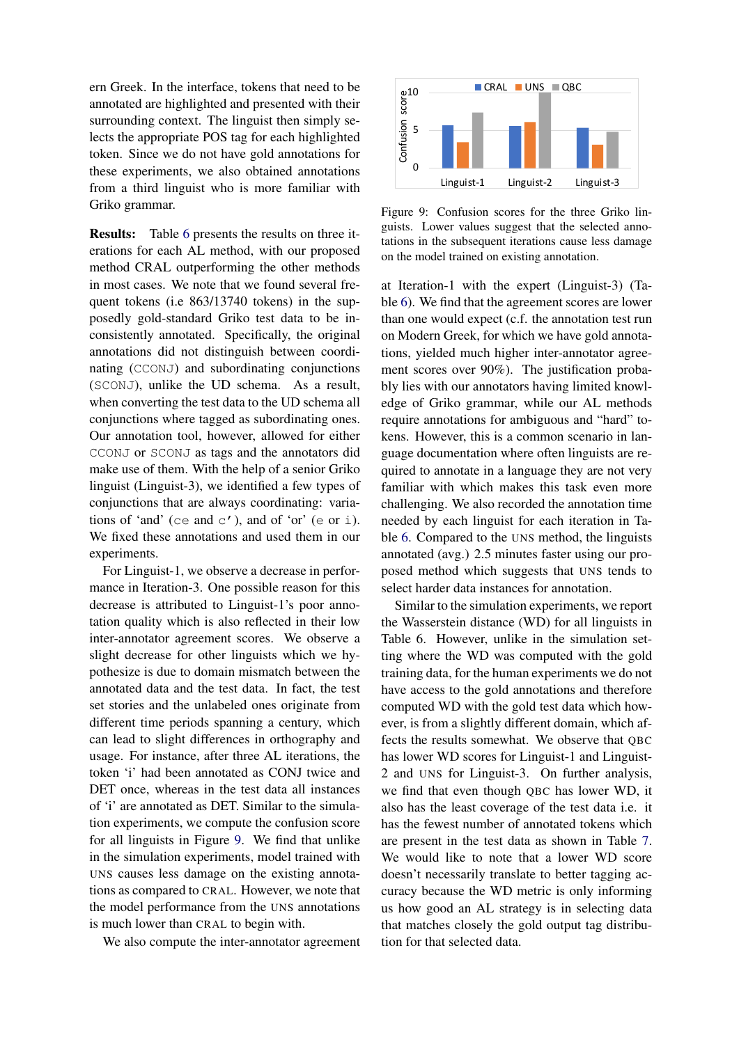ern Greek. In the interface, tokens that need to be annotated are highlighted and presented with their surrounding context. The linguist then simply selects the appropriate POS tag for each highlighted token. Since we do not have gold annotations for these experiments, we also obtained annotations from a third linguist who is more familiar with Griko grammar.

**Results:** Table 6 presents the results on three iterations for each AL method, with our proposed method CRAL outperforming the other methods in most cases. We note that we found several frequent tokens (i.e 863/13740 tokens) in the supposedly gold-standard Griko test data to be inconsistently annotated. Specifically, the original annotations did not distinguish between coordinating (`CCONJ`) and subordinating conjunctions (`SCONJ`), unlike the UD schema. As a result, when converting the test data to the UD schema all conjunctions where tagged as subordinating ones. Our annotation tool, however, allowed for either `CCONJ` or `SCONJ` as tags and the annotators did make use of them. With the help of a senior Griko linguist (Linguist-3), we identified a few types of conjunctions that are always coordinating: variations of 'and' (`ce` and `c'`), and of 'or' (`e` or `i`). We fixed these annotations and used them in our experiments.

For Linguist-1, we observe a decrease in performance in Iteration-3. One possible reason for this decrease is attributed to Linguist-1's poor annotation quality which is also reflected in their low inter-annotator agreement scores. We observe a slight decrease for other linguists which we hypothesize is due to domain mismatch between the annotated data and the test data. In fact, the test set stories and the unlabeled ones originate from different time periods spanning a century, which can lead to slight differences in orthography and usage. For instance, after three AL iterations, the token 'i' had been annotated as CONJ twice and DET once, whereas in the test data all instances of 'i' are annotated as DET. Similar to the simulation experiments, we compute the confusion score for all linguists in Figure 9. We find that unlike in the simulation experiments, model trained with UNS causes less damage on the existing annotations as compared to CRAL. However, we note that the model performance from the UNS annotations is much lower than CRAL to begin with.

We also compute the inter-annotator agreement

| | CRAL | UNS | QBC |
|---|---|---|---|
| Linguist-1 | | | |
| Linguist-2 | | | |
| Linguist-3 | | | |

Figure 9: Confusion scores for the three Griko linguists. Lower values suggest that the selected annotations in the subsequent iterations cause less damage on the model trained on existing annotation.

at Iteration-1 with the expert (Linguist-3) (Table 6). We find that the agreement scores are lower than one would expect (c.f. the annotation test run on Modern Greek, for which we have gold annotations, yielded much higher inter-annotator agreement scores over 90%). The justification probably lies with our annotators having limited knowledge of Griko grammar, while our AL methods require annotations for ambiguous and "hard" tokens. However, this is a common scenario in language documentation where often linguists are required to annotate in a language they are not very familiar with which makes this task even more challenging. We also recorded the annotation time needed by each linguist for each iteration in Table 6. Compared to the UNS method, the linguists annotated (avg.) 2.5 minutes faster using our proposed method which suggests that UNS tends to select harder data instances for annotation.

Similar to the simulation experiments, we report the Wasserstein distance (WD) for all linguists in Table 6. However, unlike in the simulation setting where the WD was computed with the gold training data, for the human experiments we do not have access to the gold annotations and therefore computed WD with the gold test data which however, is from a slightly different domain, which affects the results somewhat. We observe that QBC has lower WD scores for Linguist-1 and Linguist-2 and UNS for Linguist-3. On further analysis, we find that even though QBC has lower WD, it also has the least coverage of the test data i.e. it has the fewest number of annotated tokens which are present in the test data as shown in Table 7. We would like to note that a lower WD score doesn't necessarily translate to better tagging accuracy because the WD metric is only informing us how good an AL strategy is in selecting data that matches closely the gold output tag distribution for that selected data.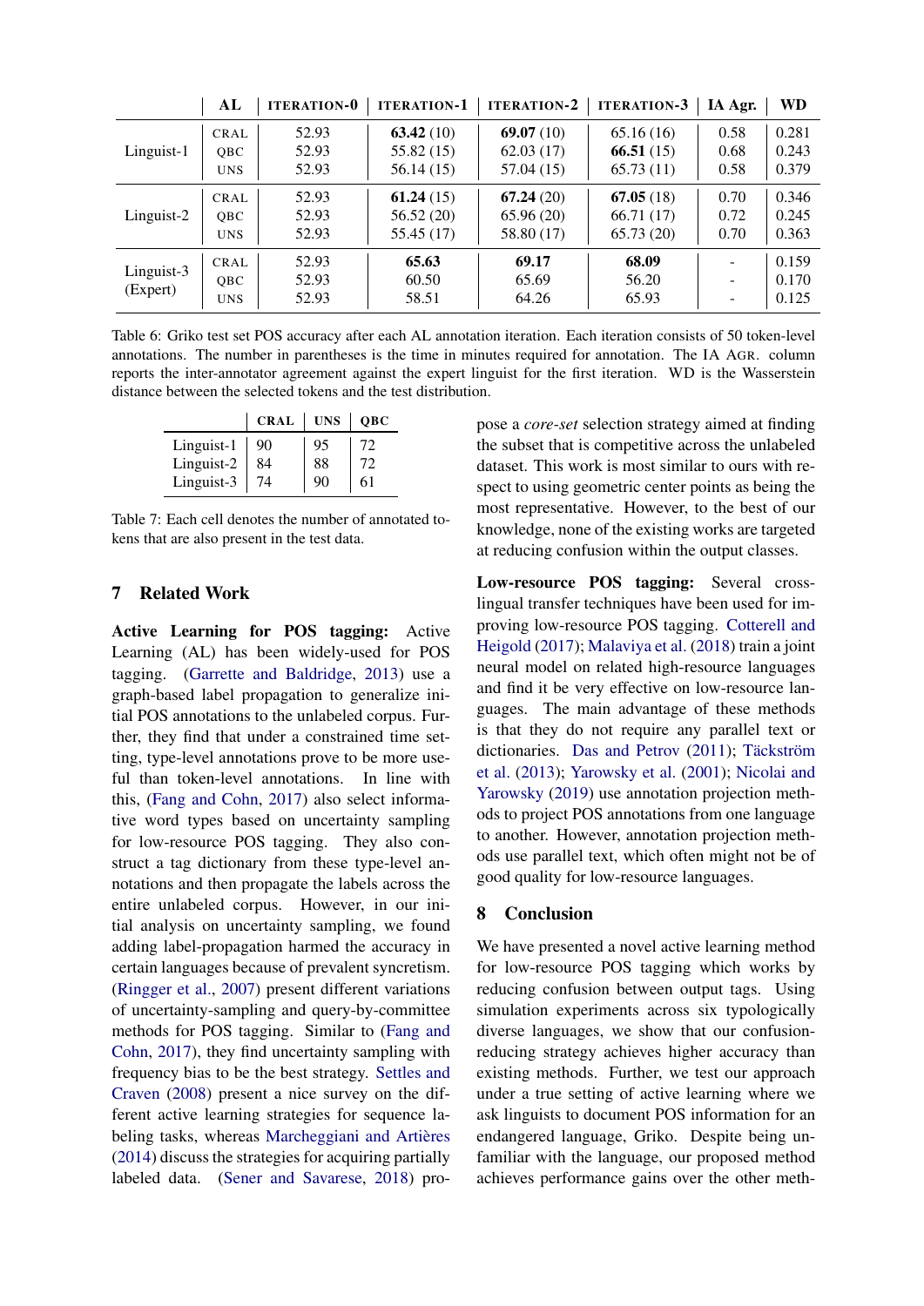| | AL | ITERATION-0 | ITERATION-1 | ITERATION-2 | ITERATION-3 | IA Agr. | WD |
|---|---|---|---|---|---|---|---|
| Linguist-1 | CRAL | 52.93 | **63.42** (10) | **69.07** (10) | 65.16 (16) | 0.58 | 0.281 |
| | QBC | 52.93 | 55.82 (15) | 62.03 (17) | **66.51** (15) | 0.68 | 0.243 |
| | UNS | 52.93 | 56.14 (15) | 57.04 (15) | 65.73 (11) | 0.58 | 0.379 |
| Linguist-2 | CRAL | 52.93 | **61.24** (15) | **67.24** (20) | **67.05** (18) | 0.70 | 0.346 |
| | QBC | 52.93 | 56.52 (20) | 65.96 (20) | 66.71 (17) | 0.72 | 0.245 |
| | UNS | 52.93 | 55.45 (17) | 58.80 (17) | 65.73 (20) | 0.70 | 0.363 |
| Linguist-3 (Expert) | CRAL | 52.93 | **65.63** | **69.17** | **68.09** | - | 0.159 |
| | QBC | 52.93 | 60.50 | 65.69 | 56.20 | - | 0.170 |
| | UNS | 52.93 | 58.51 | 64.26 | 65.93 | - | 0.125 |

Table 6: Griko test set POS accuracy after each AL annotation iteration. Each iteration consists of 50 token-level annotations. The number in parentheses is the time in minutes required for annotation. The IA AGR. column reports the inter-annotator agreement against the expert linguist for the first iteration. WD is the Wasserstein distance between the selected tokens and the test distribution.

| | CRAL | UNS | QBC |
|---|---|---|---|
| Linguist-1 | 90 | 95 | 72 |
| Linguist-2 | 84 | 88 | 72 |
| Linguist-3 | 74 | 90 | 61 |

Table 7: Each cell denotes the number of annotated tokens that are also present in the test data.

## 7 Related Work

**Active Learning for POS tagging:** Active Learning (AL) has been widely-used for POS tagging. (Garrette and Baldridge, 2013) use a graph-based label propagation to generalize initial POS annotations to the unlabeled corpus. Further, they find that under a constrained time setting, type-level annotations prove to be more useful than token-level annotations. In line with this, (Fang and Cohn, 2017) also select informative word types based on uncertainty sampling for low-resource POS tagging. They also construct a tag dictionary from these type-level annotations and then propagate the labels across the entire unlabeled corpus. However, in our initial analysis on uncertainty sampling, we found adding label-propagation harmed the accuracy in certain languages because of prevalent syncretism. (Ringger et al., 2007) present different variations of uncertainty-sampling and query-by-committee methods for POS tagging. Similar to (Fang and Cohn, 2017), they find uncertainty sampling with frequency bias to be the best strategy. Settles and Craven (2008) present a nice survey on the different active learning strategies for sequence labeling tasks, whereas Marcheggiani and Artières (2014) discuss the strategies for acquiring partially labeled data. (Sener and Savarese, 2018) propose a *core-set* selection strategy aimed at finding the subset that is competitive across the unlabeled dataset. This work is most similar to ours with respect to using geometric center points as being the most representative. However, to the best of our knowledge, none of the existing works are targeted at reducing confusion within the output classes.

**Low-resource POS tagging:** Several cross-lingual transfer techniques have been used for improving low-resource POS tagging. Cotterell and Heigold (2017); Malaviya et al. (2018) train a joint neural model on related high-resource languages and find it be very effective on low-resource languages. The main advantage of these methods is that they do not require any parallel text or dictionaries. Das and Petrov (2011); Täckström et al. (2013); Yarowsky et al. (2001); Nicolai and Yarowsky (2019) use annotation projection methods to project POS annotations from one language to another. However, annotation projection methods use parallel text, which often might not be of good quality for low-resource languages.

## 8 Conclusion

We have presented a novel active learning method for low-resource POS tagging which works by reducing confusion between output tags. Using simulation experiments across six typologically diverse languages, we show that our confusion-reducing strategy achieves higher accuracy than existing methods. Further, we test our approach under a true setting of active learning where we ask linguists to document POS information for an endangered language, Griko. Despite being unfamiliar with the language, our proposed method achieves performance gains over the other meth-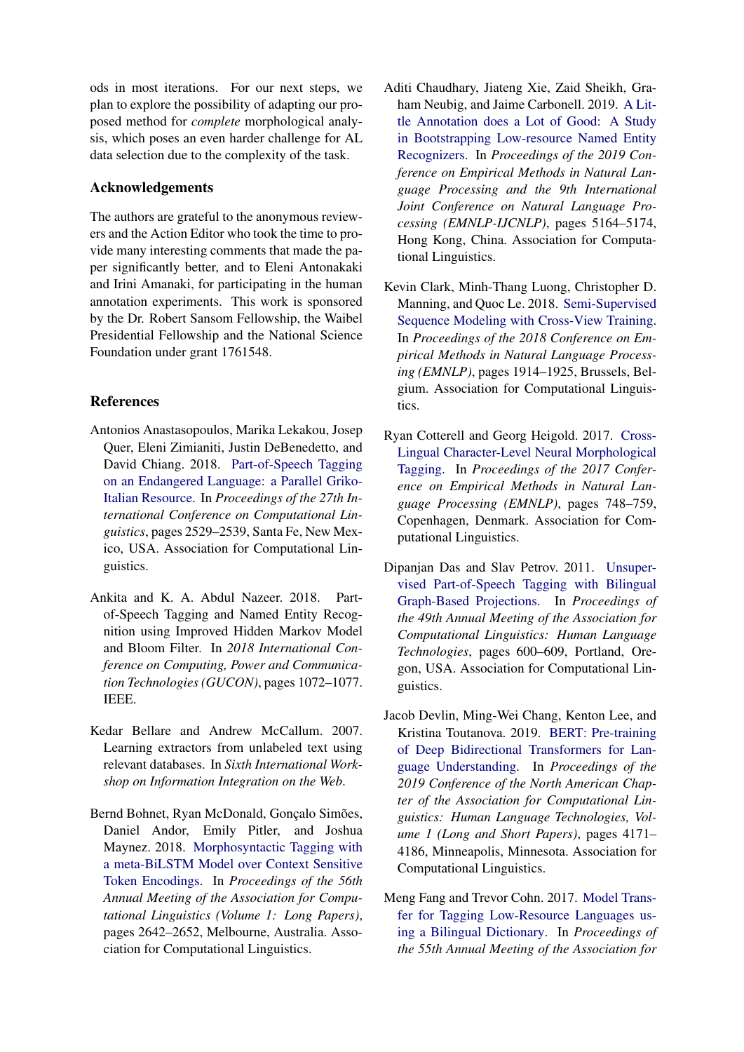ods in most iterations. For our next steps, we plan to explore the possibility of adapting our proposed method for *complete* morphological analysis, which poses an even harder challenge for AL data selection due to the complexity of the task.

## Acknowledgements

The authors are grateful to the anonymous reviewers and the Action Editor who took the time to provide many interesting comments that made the paper significantly better, and to Eleni Antonakaki and Irini Amanaki, for participating in the human annotation experiments. This work is sponsored by the Dr. Robert Sansom Fellowship, the Waibel Presidential Fellowship and the National Science Foundation under grant 1761548.

## References

Antonios Anastasopoulos, Marika Lekakou, Josep Quer, Eleni Zimianiti, Justin DeBenedetto, and David Chiang. 2018. Part-of-Speech Tagging on an Endangered Language: a Parallel Griko-Italian Resource. In *Proceedings of the 27th International Conference on Computational Linguistics*, pages 2529–2539, Santa Fe, New Mexico, USA. Association for Computational Linguistics.

Ankita and K. A. Abdul Nazeer. 2018. Part-of-Speech Tagging and Named Entity Recognition using Improved Hidden Markov Model and Bloom Filter. In *2018 International Conference on Computing, Power and Communication Technologies (GUCON)*, pages 1072–1077. IEEE.

Kedar Bellare and Andrew McCallum. 2007. Learning extractors from unlabeled text using relevant databases. In *Sixth International Workshop on Information Integration on the Web*.

Bernd Bohnet, Ryan McDonald, Gonçalo Simões, Daniel Andor, Emily Pitler, and Joshua Maynez. 2018. Morphosyntactic Tagging with a meta-BiLSTM Model over Context Sensitive Token Encodings. In *Proceedings of the 56th Annual Meeting of the Association for Computational Linguistics (Volume 1: Long Papers)*, pages 2642–2652, Melbourne, Australia. Association for Computational Linguistics.

Aditi Chaudhary, Jiateng Xie, Zaid Sheikh, Graham Neubig, and Jaime Carbonell. 2019. A Little Annotation does a Lot of Good: A Study in Bootstrapping Low-resource Named Entity Recognizers. In *Proceedings of the 2019 Conference on Empirical Methods in Natural Language Processing and the 9th International Joint Conference on Natural Language Processing (EMNLP-IJCNLP)*, pages 5164–5174, Hong Kong, China. Association for Computational Linguistics.

Kevin Clark, Minh-Thang Luong, Christopher D. Manning, and Quoc Le. 2018. Semi-Supervised Sequence Modeling with Cross-View Training. In *Proceedings of the 2018 Conference on Empirical Methods in Natural Language Processing (EMNLP)*, pages 1914–1925, Brussels, Belgium. Association for Computational Linguistics.

Ryan Cotterell and Georg Heigold. 2017. Cross-Lingual Character-Level Neural Morphological Tagging. In *Proceedings of the 2017 Conference on Empirical Methods in Natural Language Processing (EMNLP)*, pages 748–759, Copenhagen, Denmark. Association for Computational Linguistics.

Dipanjan Das and Slav Petrov. 2011. Unsupervised Part-of-Speech Tagging with Bilingual Graph-Based Projections. In *Proceedings of the 49th Annual Meeting of the Association for Computational Linguistics: Human Language Technologies*, pages 600–609, Portland, Oregon, USA. Association for Computational Linguistics.

Jacob Devlin, Ming-Wei Chang, Kenton Lee, and Kristina Toutanova. 2019. BERT: Pre-training of Deep Bidirectional Transformers for Language Understanding. In *Proceedings of the 2019 Conference of the North American Chapter of the Association for Computational Linguistics: Human Language Technologies, Volume 1 (Long and Short Papers)*, pages 4171–4186, Minneapolis, Minnesota. Association for Computational Linguistics.

Meng Fang and Trevor Cohn. 2017. Model Transfer for Tagging Low-Resource Languages using a Bilingual Dictionary. In *Proceedings of the 55th Annual Meeting of the Association for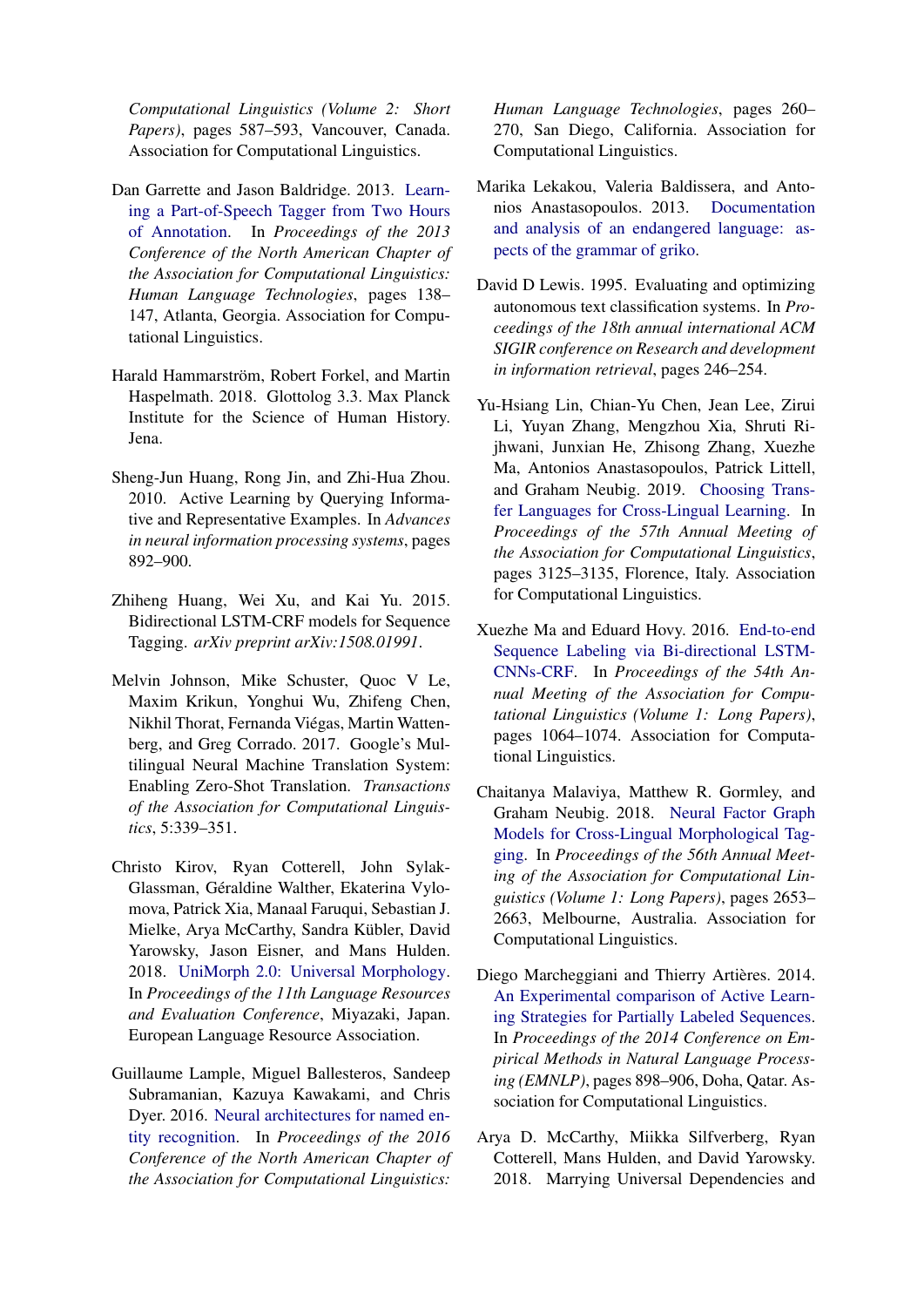*Computational Linguistics (Volume 2: Short Papers)*, pages 587–593, Vancouver, Canada. Association for Computational Linguistics.

Dan Garrette and Jason Baldridge. 2013. Learning a Part-of-Speech Tagger from Two Hours of Annotation. In *Proceedings of the 2013 Conference of the North American Chapter of the Association for Computational Linguistics: Human Language Technologies*, pages 138–147, Atlanta, Georgia. Association for Computational Linguistics.

Harald Hammarström, Robert Forkel, and Martin Haspelmath. 2018. Glottolog 3.3. Max Planck Institute for the Science of Human History. Jena.

Sheng-Jun Huang, Rong Jin, and Zhi-Hua Zhou. 2010. Active Learning by Querying Informative and Representative Examples. In *Advances in neural information processing systems*, pages 892–900.

Zhiheng Huang, Wei Xu, and Kai Yu. 2015. Bidirectional LSTM-CRF models for Sequence Tagging. *arXiv preprint arXiv:1508.01991*.

Melvin Johnson, Mike Schuster, Quoc V Le, Maxim Krikun, Yonghui Wu, Zhifeng Chen, Nikhil Thorat, Fernanda Viégas, Martin Wattenberg, and Greg Corrado. 2017. Google's Multilingual Neural Machine Translation System: Enabling Zero-Shot Translation. *Transactions of the Association for Computational Linguistics*, 5:339–351.

Christo Kirov, Ryan Cotterell, John Sylak-Glassman, Géraldine Walther, Ekaterina Vylomova, Patrick Xia, Manaal Faruqui, Sebastian J. Mielke, Arya McCarthy, Sandra Kübler, David Yarowsky, Jason Eisner, and Mans Hulden. 2018. UniMorph 2.0: Universal Morphology. In *Proceedings of the 11th Language Resources and Evaluation Conference*, Miyazaki, Japan. European Language Resource Association.

Guillaume Lample, Miguel Ballesteros, Sandeep Subramanian, Kazuya Kawakami, and Chris Dyer. 2016. Neural architectures for named entity recognition. In *Proceedings of the 2016 Conference of the North American Chapter of the Association for Computational Linguistics: Human Language Technologies*, pages 260–270, San Diego, California. Association for Computational Linguistics.

Marika Lekakou, Valeria Baldissera, and Antonios Anastasopoulos. 2013. Documentation and analysis of an endangered language: aspects of the grammar of griko.

David D Lewis. 1995. Evaluating and optimizing autonomous text classification systems. In *Proceedings of the 18th annual international ACM SIGIR conference on Research and development in information retrieval*, pages 246–254.

Yu-Hsiang Lin, Chian-Yu Chen, Jean Lee, Zirui Li, Yuyan Zhang, Mengzhou Xia, Shruti Rijhwani, Junxian He, Zhisong Zhang, Xuezhe Ma, Antonios Anastasopoulos, Patrick Littell, and Graham Neubig. 2019. Choosing Transfer Languages for Cross-Lingual Learning. In *Proceedings of the 57th Annual Meeting of the Association for Computational Linguistics*, pages 3125–3135, Florence, Italy. Association for Computational Linguistics.

Xuezhe Ma and Eduard Hovy. 2016. End-to-end Sequence Labeling via Bi-directional LSTM-CNNs-CRF. In *Proceedings of the 54th Annual Meeting of the Association for Computational Linguistics (Volume 1: Long Papers)*, pages 1064–1074. Association for Computational Linguistics.

Chaitanya Malaviya, Matthew R. Gormley, and Graham Neubig. 2018. Neural Factor Graph Models for Cross-Lingual Morphological Tagging. In *Proceedings of the 56th Annual Meeting of the Association for Computational Linguistics (Volume 1: Long Papers)*, pages 2653–2663, Melbourne, Australia. Association for Computational Linguistics.

Diego Marcheggiani and Thierry Artières. 2014. An Experimental comparison of Active Learning Strategies for Partially Labeled Sequences. In *Proceedings of the 2014 Conference on Empirical Methods in Natural Language Processing (EMNLP)*, pages 898–906, Doha, Qatar. Association for Computational Linguistics.

Arya D. McCarthy, Miikka Silfverberg, Ryan Cotterell, Mans Hulden, and David Yarowsky. 2018. Marrying Universal Dependencies and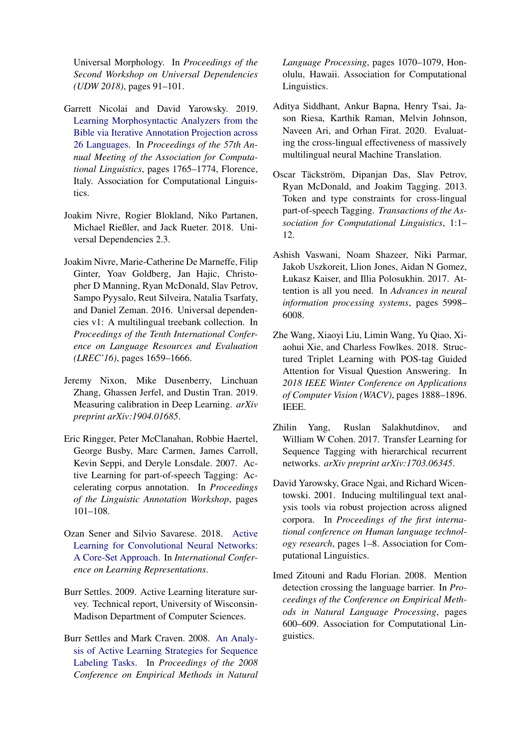Universal Morphology. In *Proceedings of the Second Workshop on Universal Dependencies (UDW 2018)*, pages 91–101.

Garrett Nicolai and David Yarowsky. 2019. Learning Morphosyntactic Analyzers from the Bible via Iterative Annotation Projection across 26 Languages. In *Proceedings of the 57th Annual Meeting of the Association for Computational Linguistics*, pages 1765–1774, Florence, Italy. Association for Computational Linguistics.

Joakim Nivre, Rogier Blokland, Niko Partanen, Michael Rießler, and Jack Rueter. 2018. Universal Dependencies 2.3.

Joakim Nivre, Marie-Catherine De Marneffe, Filip Ginter, Yoav Goldberg, Jan Hajic, Christopher D Manning, Ryan McDonald, Slav Petrov, Sampo Pyysalo, Reut Silveira, Natalia Tsarfaty, and Daniel Zeman. 2016. Universal dependencies v1: A multilingual treebank collection. In *Proceedings of the Tenth International Conference on Language Resources and Evaluation (LREC'16)*, pages 1659–1666.

Jeremy Nixon, Mike Dusenberry, Linchuan Zhang, Ghassen Jerfel, and Dustin Tran. 2019. Measuring calibration in Deep Learning. *arXiv preprint arXiv:1904.01685*.

Eric Ringger, Peter McClanahan, Robbie Haertel, George Busby, Marc Carmen, James Carroll, Kevin Seppi, and Deryle Lonsdale. 2007. Active Learning for part-of-speech Tagging: Accelerating corpus annotation. In *Proceedings of the Linguistic Annotation Workshop*, pages 101–108.

Ozan Sener and Silvio Savarese. 2018. Active Learning for Convolutional Neural Networks: A Core-Set Approach. In *International Conference on Learning Representations*.

Burr Settles. 2009. Active Learning literature survey. Technical report, University of Wisconsin-Madison Department of Computer Sciences.

Burr Settles and Mark Craven. 2008. An Analysis of Active Learning Strategies for Sequence Labeling Tasks. In *Proceedings of the 2008 Conference on Empirical Methods in Natural Language Processing*, pages 1070–1079, Honolulu, Hawaii. Association for Computational Linguistics.

Aditya Siddhant, Ankur Bapna, Henry Tsai, Jason Riesa, Karthik Raman, Melvin Johnson, Naveen Ari, and Orhan Firat. 2020. Evaluating the cross-lingual effectiveness of massively multilingual neural Machine Translation.

Oscar Täckström, Dipanjan Das, Slav Petrov, Ryan McDonald, and Joakim Tagging. 2013. Token and type constraints for cross-lingual part-of-speech Tagging. *Transactions of the Association for Computational Linguistics*, 1:1–12.

Ashish Vaswani, Noam Shazeer, Niki Parmar, Jakob Uszkoreit, Llion Jones, Aidan N Gomez, Łukasz Kaiser, and Illia Polosukhin. 2017. Attention is all you need. In *Advances in neural information processing systems*, pages 5998–6008.

Zhe Wang, Xiaoyi Liu, Limin Wang, Yu Qiao, Xiaohui Xie, and Charless Fowlkes. 2018. Structured Triplet Learning with POS-tag Guided Attention for Visual Question Answering. In *2018 IEEE Winter Conference on Applications of Computer Vision (WACV)*, pages 1888–1896. IEEE.

Zhilin Yang, Ruslan Salakhutdinov, and William W Cohen. 2017. Transfer Learning for Sequence Tagging with hierarchical recurrent networks. *arXiv preprint arXiv:1703.06345*.

David Yarowsky, Grace Ngai, and Richard Wicentowski. 2001. Inducing multilingual text analysis tools via robust projection across aligned corpora. In *Proceedings of the first international conference on Human language technology research*, pages 1–8. Association for Computational Linguistics.

Imed Zitouni and Radu Florian. 2008. Mention detection crossing the language barrier. In *Proceedings of the Conference on Empirical Methods in Natural Language Processing*, pages 600–609. Association for Computational Linguistics.